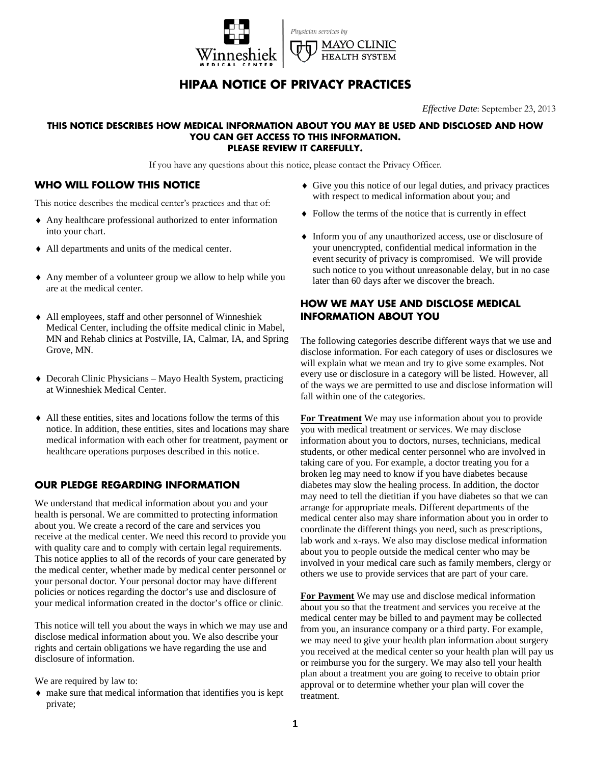# HIPAA NOTICE OF PRIVACY PRACTICES

*Effective Date*: September 23, 2013

**THIS NOTICE DESCRIBES HOW MEDICAL INFORMATION ABOUT YOU MAY BE USED AND DISCLOSED AND HOW YOU CAN GET ACCESS TO THIS INFORMATION. PLEASE REVIEW IT CAREFULLY.**

If you have any questions about this notice, please contact the Privacy Officer.

## WHO WILL FOLLOW THIS NOTICE

This notice describes the medical center's practices and that of:

- Any healthcare professional authorized to enter information into your chart.
- All departments and units of the medical center.
- Any member of a volunteer group we allow to help while you are at the medical center.
- All employees, staff and other personnel of Winneshiek Medical Center, including the offsite medical clinic in Mabel, MN and Rehab clinics at Postville, IA, Calmar, IA, and Spring Grove, MN.
- Decorah Clinic Physicians – Mayo Health System, practicing at Winneshiek Medical Center.
- All these entities, sites and locations follow the terms of this notice. In addition, these entities, sites and locations may share medical information with each other for treatment, payment or healthcare operations purposes described in this notice.

## OUR PLEDGE REGARDING INFORMATION

We understand that medical information about you and your health is personal. We are committed to protecting information about you. We create a record of the care and services you receive at the medical center. We need this record to provide you with quality care and to comply with certain legal requirements. This notice applies to all of the records of your care generated by the medical center, whether made by medical center personnel or your personal doctor. Your personal doctor may have different policies or notices regarding the doctor's use and disclosure of your medical information created in the doctor's office or clinic.

This notice will tell you about the ways in which we may use and disclose medical information about you. We also describe your rights and certain obligations we have regarding the use and disclosure of information.

We are required by law to:

- make sure that medical information that identifies you is kept private;
- Give you this notice of our legal duties, and privacy practices with respect to medical information about you; and
- Follow the terms of the notice that is currently in effect
- Inform you of any unauthorized access, use or disclosure of your unencrypted, confidential medical information in the event security of privacy is compromised. We will provide such notice to you without unreasonable delay, but in no case later than 60 days after we discover the breach.

## HOW WE MAY USE AND DISCLOSE MEDICAL INFORMATION ABOUT YOU

The following categories describe different ways that we use and disclose information. For each category of uses or disclosures we will explain what we mean and try to give some examples. Not every use or disclosure in a category will be listed. However, all of the ways we are permitted to use and disclose information will fall within one of the categories.

**For Treatment** We may use information about you to provide you with medical treatment or services. We may disclose information about you to doctors, nurses, technicians, medical students, or other medical center personnel who are involved in taking care of you. For example, a doctor treating you for a broken leg may need to know if you have diabetes because diabetes may slow the healing process. In addition, the doctor may need to tell the dietitian if you have diabetes so that we can arrange for appropriate meals. Different departments of the medical center also may share information about you in order to coordinate the different things you need, such as prescriptions, lab work and x-rays. We also may disclose medical information about you to people outside the medical center who may be involved in your medical care such as family members, clergy or others we use to provide services that are part of your care.

**For Payment** We may use and disclose medical information about you so that the treatment and services you receive at the medical center may be billed to and payment may be collected from you, an insurance company or a third party. For example, we may need to give your health plan information about surgery you received at the medical center so your health plan will pay us or reimburse you for the surgery. We may also tell your health plan about a treatment you are going to receive to obtain prior approval or to determine whether your plan will cover the treatment.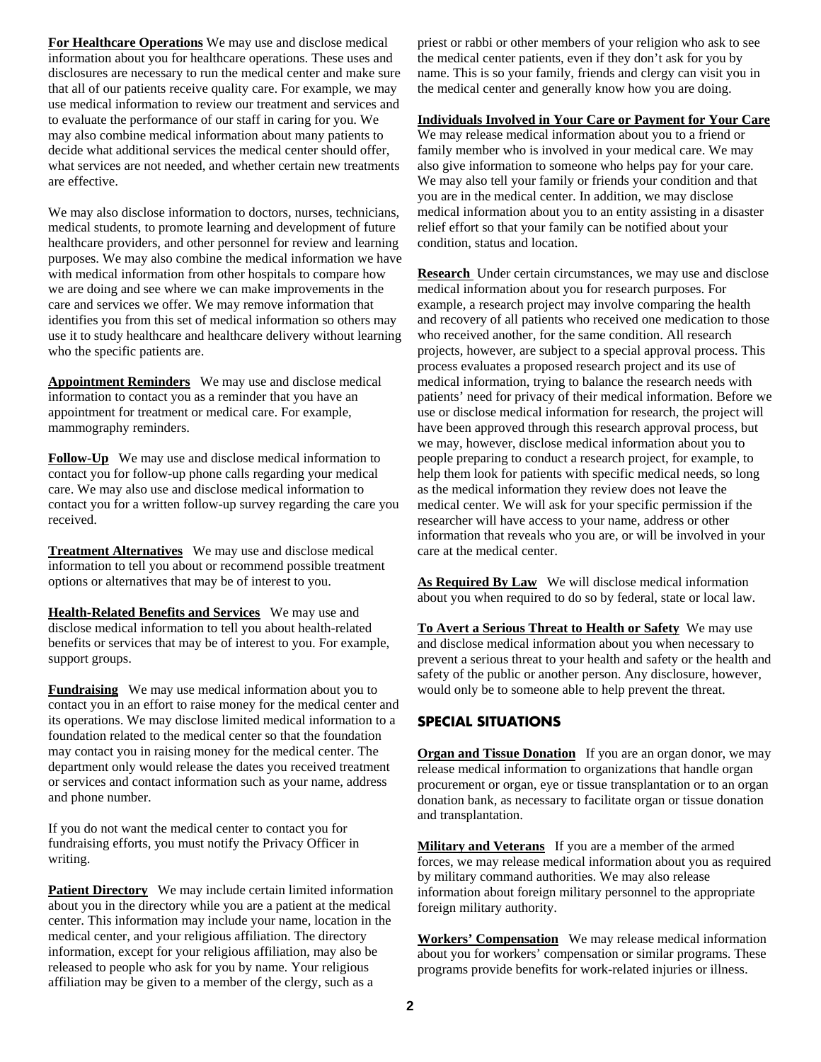**For Healthcare Operations** We may use and disclose medical information about you for healthcare operations. These uses and disclosures are necessary to run the medical center and make sure that all of our patients receive quality care. For example, we may use medical information to review our treatment and services and to evaluate the performance of our staff in caring for you. We may also combine medical information about many patients to decide what additional services the medical center should offer, what services are not needed, and whether certain new treatments are effective.

We may also disclose information to doctors, nurses, technicians, medical students, to promote learning and development of future healthcare providers, and other personnel for review and learning purposes. We may also combine the medical information we have with medical information from other hospitals to compare how we are doing and see where we can make improvements in the care and services we offer. We may remove information that identifies you from this set of medical information so others may use it to study healthcare and healthcare delivery without learning who the specific patients are.

**Appointment Reminders** We may use and disclose medical information to contact you as a reminder that you have an appointment for treatment or medical care. For example, mammography reminders.

**Follow-Up** We may use and disclose medical information to contact you for follow-up phone calls regarding your medical care. We may also use and disclose medical information to contact you for a written follow-up survey regarding the care you received.

**Treatment Alternatives** We may use and disclose medical information to tell you about or recommend possible treatment options or alternatives that may be of interest to you.

**Health-Related Benefits and Services** We may use and disclose medical information to tell you about health-related benefits or services that may be of interest to you. For example, support groups.

**Fundraising** We may use medical information about you to contact you in an effort to raise money for the medical center and its operations. We may disclose limited medical information to a foundation related to the medical center so that the foundation may contact you in raising money for the medical center. The department only would release the dates you received treatment or services and contact information such as your name, address and phone number.

If you do not want the medical center to contact you for fundraising efforts, you must notify the Privacy Officer in writing.

**Patient Directory** We may include certain limited information about you in the directory while you are a patient at the medical center. This information may include your name, location in the medical center, and your religious affiliation. The directory information, except for your religious affiliation, may also be released to people who ask for you by name. Your religious affiliation may be given to a member of the clergy, such as a priest or rabbi or other members of your religion who ask to see the medical center patients, even if they don't ask for you by name. This is so your family, friends and clergy can visit you in the medical center and generally know how you are doing.

**Individuals Involved in Your Care or Payment for Your Care** We may release medical information about you to a friend or family member who is involved in your medical care. We may also give information to someone who helps pay for your care. We may also tell your family or friends your condition and that you are in the medical center. In addition, we may disclose medical information about you to an entity assisting in a disaster relief effort so that your family can be notified about your condition, status and location.

**Research** Under certain circumstances, we may use and disclose medical information about you for research purposes. For example, a research project may involve comparing the health and recovery of all patients who received one medication to those who received another, for the same condition. All research projects, however, are subject to a special approval process. This process evaluates a proposed research project and its use of medical information, trying to balance the research needs with patients' need for privacy of their medical information. Before we use or disclose medical information for research, the project will have been approved through this research approval process, but we may, however, disclose medical information about you to people preparing to conduct a research project, for example, to help them look for patients with specific medical needs, so long as the medical information they review does not leave the medical center. We will ask for your specific permission if the researcher will have access to your name, address or other information that reveals who you are, or will be involved in your care at the medical center.

**As Required By Law** We will disclose medical information about you when required to do so by federal, state or local law.

**To Avert a Serious Threat to Health or Safety** We may use and disclose medical information about you when necessary to prevent a serious threat to your health and safety or the health and safety of the public or another person. Any disclosure, however, would only be to someone able to help prevent the threat.

## SPECIAL SITUATIONS

**Organ and Tissue Donation** If you are an organ donor, we may release medical information to organizations that handle organ procurement or organ, eye or tissue transplantation or to an organ donation bank, as necessary to facilitate organ or tissue donation and transplantation.

**Military and Veterans** If you are a member of the armed forces, we may release medical information about you as required by military command authorities. We may also release information about foreign military personnel to the appropriate foreign military authority.

**Workers' Compensation** We may release medical information about you for workers' compensation or similar programs. These programs provide benefits for work-related injuries or illness.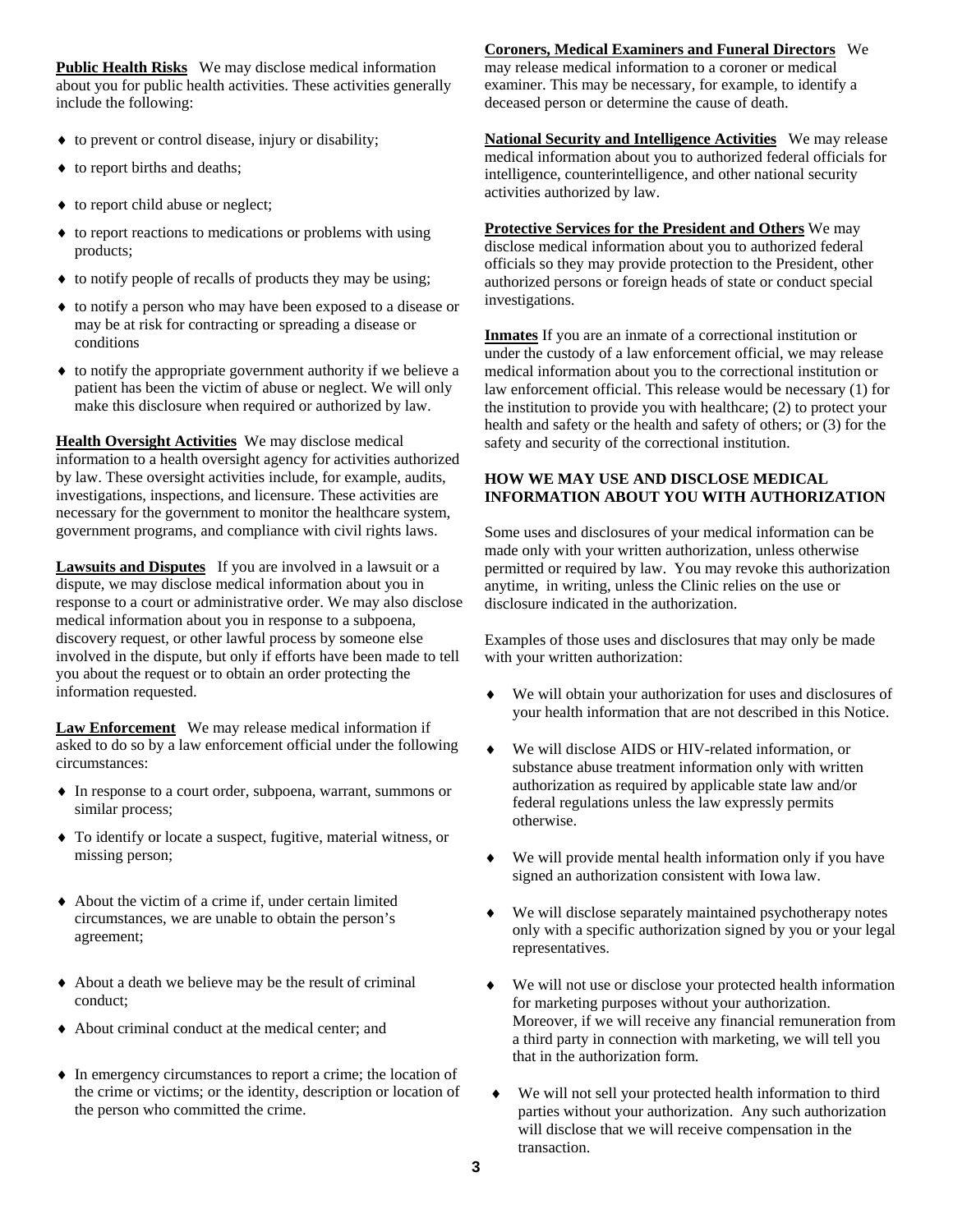**Public Health Risks** We may disclose medical information about you for public health activities. These activities generally include the following:

- to prevent or control disease, injury or disability;
- to report births and deaths;
- to report child abuse or neglect;
- to report reactions to medications or problems with using products;
- to notify people of recalls of products they may be using;
- to notify a person who may have been exposed to a disease or may be at risk for contracting or spreading a disease or conditions
- to notify the appropriate government authority if we believe a patient has been the victim of abuse or neglect. We will only make this disclosure when required or authorized by law.

**Health Oversight Activities** We may disclose medical information to a health oversight agency for activities authorized by law. These oversight activities include, for example, audits, investigations, inspections, and licensure. These activities are necessary for the government to monitor the healthcare system, government programs, and compliance with civil rights laws.

**Lawsuits and Disputes** If you are involved in a lawsuit or a dispute, we may disclose medical information about you in response to a court or administrative order. We may also disclose medical information about you in response to a subpoena, discovery request, or other lawful process by someone else involved in the dispute, but only if efforts have been made to tell you about the request or to obtain an order protecting the information requested.

**Law Enforcement** We may release medical information if asked to do so by a law enforcement official under the following circumstances:

- In response to a court order, subpoena, warrant, summons or similar process;
- To identify or locate a suspect, fugitive, material witness, or missing person;
- About the victim of a crime if, under certain limited circumstances, we are unable to obtain the person's agreement;
- About a death we believe may be the result of criminal conduct;
- About criminal conduct at the medical center; and
- In emergency circumstances to report a crime; the location of the crime or victims; or the identity, description or location of the person who committed the crime.

**Coroners, Medical Examiners and Funeral Directors** We may release medical information to a coroner or medical examiner. This may be necessary, for example, to identify a deceased person or determine the cause of death.

**National Security and Intelligence Activities** We may release medical information about you to authorized federal officials for intelligence, counterintelligence, and other national security activities authorized by law.

**Protective Services for the President and Others** We may disclose medical information about you to authorized federal officials so they may provide protection to the President, other authorized persons or foreign heads of state or conduct special investigations.

**Inmates** If you are an inmate of a correctional institution or under the custody of a law enforcement official, we may release medical information about you to the correctional institution or law enforcement official. This release would be necessary (1) for the institution to provide you with healthcare; (2) to protect your health and safety or the health and safety of others; or (3) for the safety and security of the correctional institution.

## HOW WE MAY USE AND DISCLOSE MEDICAL INFORMATION ABOUT YOU WITH AUTHORIZATION

Some uses and disclosures of your medical information can be made only with your written authorization, unless otherwise permitted or required by law. You may revoke this authorization anytime, in writing, unless the Clinic relies on the use or disclosure indicated in the authorization.

Examples of those uses and disclosures that may only be made with your written authorization:

- We will obtain your authorization for uses and disclosures of your health information that are not described in this Notice.
- We will disclose AIDS or HIV-related information, or substance abuse treatment information only with written authorization as required by applicable state law and/or federal regulations unless the law expressly permits otherwise.
- We will provide mental health information only if you have signed an authorization consistent with Iowa law.
- We will disclose separately maintained psychotherapy notes only with a specific authorization signed by you or your legal representatives.
- We will not use or disclose your protected health information for marketing purposes without your authorization. Moreover, if we will receive any financial remuneration from a third party in connection with marketing, we will tell you that in the authorization form.
- We will not sell your protected health information to third parties without your authorization. Any such authorization will disclose that we will receive compensation in the transaction.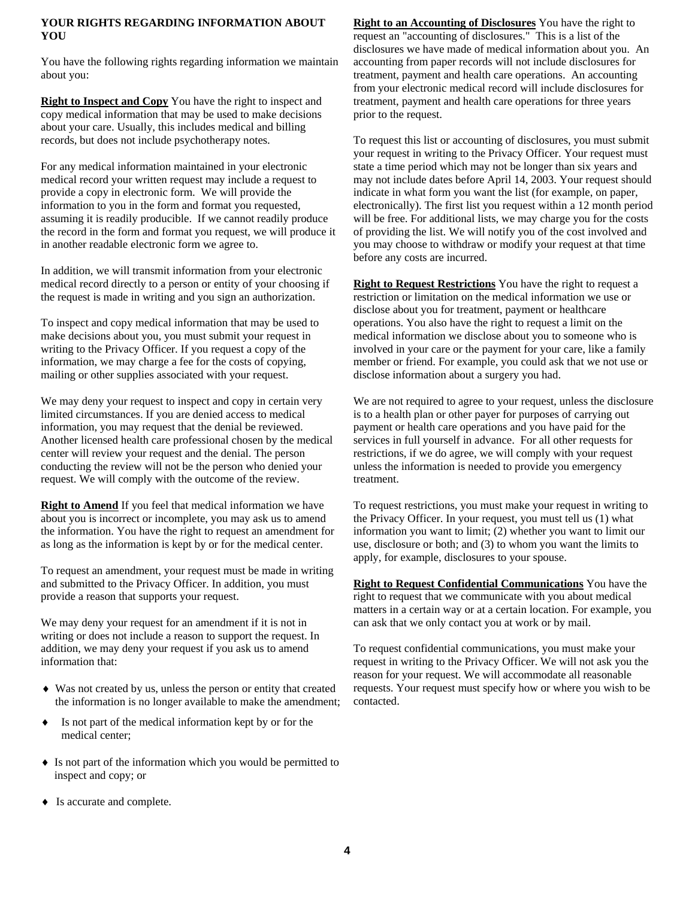## YOUR RIGHTS REGARDING INFORMATION ABOUT YOU

You have the following rights regarding information we maintain about you:

**Right to Inspect and Copy** You have the right to inspect and copy medical information that may be used to make decisions about your care. Usually, this includes medical and billing records, but does not include psychotherapy notes.

For any medical information maintained in your electronic medical record your written request may include a request to provide a copy in electronic form. We will provide the information to you in the form and format you requested, assuming it is readily producible. If we cannot readily produce the record in the form and format you request, we will produce it in another readable electronic form we agree to.

In addition, we will transmit information from your electronic medical record directly to a person or entity of your choosing if the request is made in writing and you sign an authorization.

To inspect and copy medical information that may be used to make decisions about you, you must submit your request in writing to the Privacy Officer. If you request a copy of the information, we may charge a fee for the costs of copying, mailing or other supplies associated with your request.

We may deny your request to inspect and copy in certain very limited circumstances. If you are denied access to medical information, you may request that the denial be reviewed. Another licensed health care professional chosen by the medical center will review your request and the denial. The person conducting the review will not be the person who denied your request. We will comply with the outcome of the review.

**Right to Amend** If you feel that medical information we have about you is incorrect or incomplete, you may ask us to amend the information. You have the right to request an amendment for as long as the information is kept by or for the medical center.

To request an amendment, your request must be made in writing and submitted to the Privacy Officer. In addition, you must provide a reason that supports your request.

We may deny your request for an amendment if it is not in writing or does not include a reason to support the request. In addition, we may deny your request if you ask us to amend information that:

- Was not created by us, unless the person or entity that created the information is no longer available to make the amendment;
- Is not part of the medical information kept by or for the medical center;
- Is not part of the information which you would be permitted to inspect and copy; or
- Is accurate and complete.

**Right to an Accounting of Disclosures** You have the right to request an "accounting of disclosures." This is a list of the disclosures we have made of medical information about you. An accounting from paper records will not include disclosures for treatment, payment and health care operations. An accounting from your electronic medical record will include disclosures for treatment, payment and health care operations for three years prior to the request.

To request this list or accounting of disclosures, you must submit your request in writing to the Privacy Officer. Your request must state a time period which may not be longer than six years and may not include dates before April 14, 2003. Your request should indicate in what form you want the list (for example, on paper, electronically). The first list you request within a 12 month period will be free. For additional lists, we may charge you for the costs of providing the list. We will notify you of the cost involved and you may choose to withdraw or modify your request at that time before any costs are incurred.

**Right to Request Restrictions** You have the right to request a restriction or limitation on the medical information we use or disclose about you for treatment, payment or healthcare operations. You also have the right to request a limit on the medical information we disclose about you to someone who is involved in your care or the payment for your care, like a family member or friend. For example, you could ask that we not use or disclose information about a surgery you had.

We are not required to agree to your request, unless the disclosure is to a health plan or other payer for purposes of carrying out payment or health care operations and you have paid for the services in full yourself in advance. For all other requests for restrictions, if we do agree, we will comply with your request unless the information is needed to provide you emergency treatment.

To request restrictions, you must make your request in writing to the Privacy Officer. In your request, you must tell us (1) what information you want to limit; (2) whether you want to limit our use, disclosure or both; and (3) to whom you want the limits to apply, for example, disclosures to your spouse.

**Right to Request Confidential Communications** You have the right to request that we communicate with you about medical matters in a certain way or at a certain location. For example, you can ask that we only contact you at work or by mail.

To request confidential communications, you must make your request in writing to the Privacy Officer. We will not ask you the reason for your request. We will accommodate all reasonable requests. Your request must specify how or where you wish to be contacted.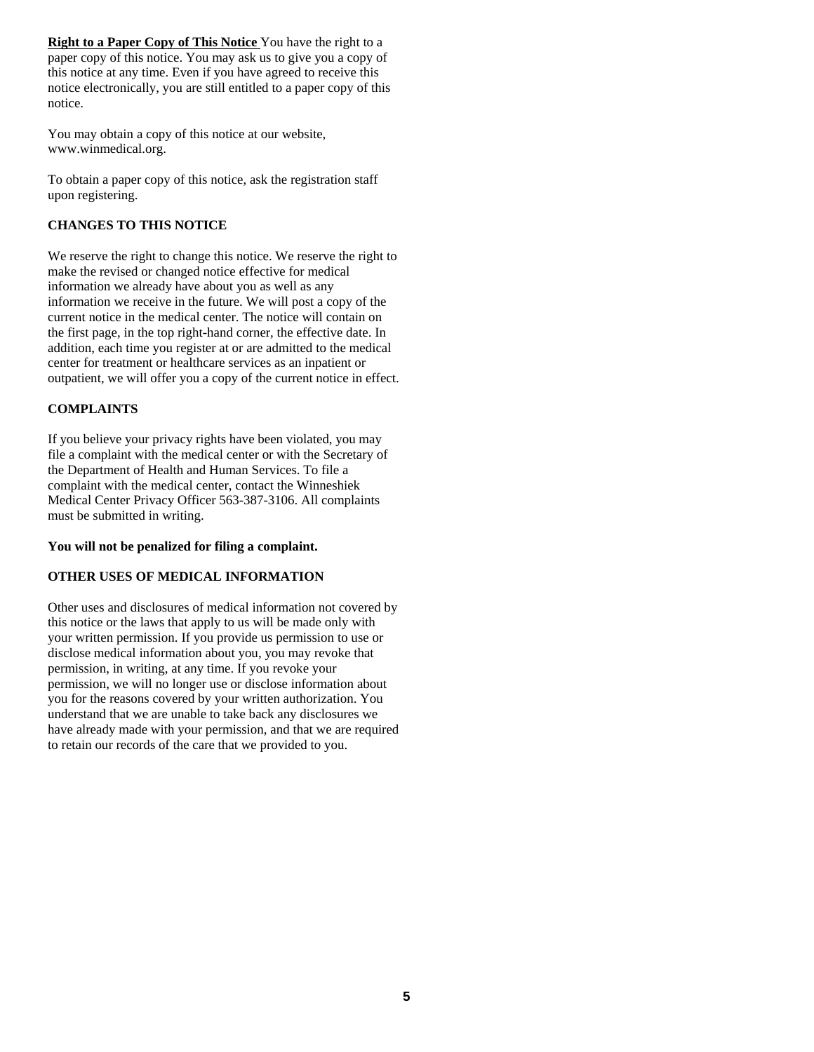**<u>Right to a Paper Copy of This Notice</u>** You have the right to a paper copy of this notice. You may ask us to give you a copy of this notice at any time. Even if you have agreed to receive this notice electronically, you are still entitled to a paper copy of this notice.

You may obtain a copy of this notice at our website, www.winmedical.org.

To obtain a paper copy of this notice, ask the registration staff upon registering.

## CHANGES TO THIS NOTICE

We reserve the right to change this notice. We reserve the right to make the revised or changed notice effective for medical information we already have about you as well as any information we receive in the future. We will post a copy of the current notice in the medical center. The notice will contain on the first page, in the top right-hand corner, the effective date. In addition, each time you register at or are admitted to the medical center for treatment or healthcare services as an inpatient or outpatient, we will offer you a copy of the current notice in effect.

## COMPLAINTS

If you believe your privacy rights have been violated, you may file a complaint with the medical center or with the Secretary of the Department of Health and Human Services. To file a complaint with the medical center, contact the Winneshiek Medical Center Privacy Officer 563-387-3106. All complaints must be submitted in writing.

**You will not be penalized for filing a complaint.**

## OTHER USES OF MEDICAL INFORMATION

Other uses and disclosures of medical information not covered by this notice or the laws that apply to us will be made only with your written permission. If you provide us permission to use or disclose medical information about you, you may revoke that permission, in writing, at any time. If you revoke your permission, we will no longer use or disclose information about you for the reasons covered by your written authorization. You understand that we are unable to take back any disclosures we have already made with your permission, and that we are required to retain our records of the care that we provided to you.